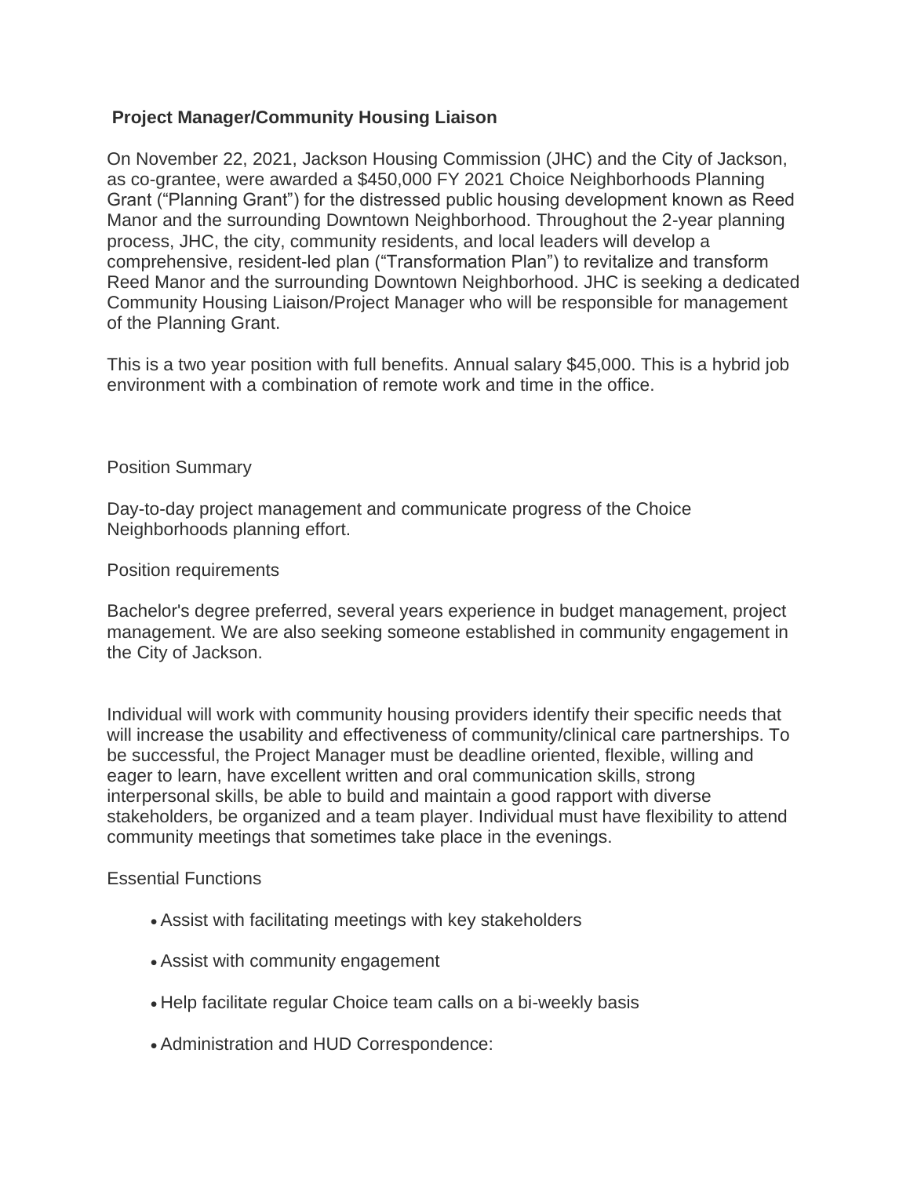**Project Manager/Community Housing Liaison**

On November 22, 2021, Jackson Housing Commission (JHC) and the City of Jackson, as co-grantee, were awarded a $450,000 FY 2021 Choice Neighborhoods Planning Grant ("Planning Grant") for the distressed public housing development known as Reed Manor and the surrounding Downtown Neighborhood. Throughout the 2-year planning process, JHC, the city, community residents, and local leaders will develop a comprehensive, resident-led plan ("Transformation Plan") to revitalize and transform Reed Manor and the surrounding Downtown Neighborhood. JHC is seeking a dedicated Community Housing Liaison/Project Manager who will be responsible for management of the Planning Grant.

This is a two year position with full benefits. Annual salary $45,000. This is a hybrid job environment with a combination of remote work and time in the office.

Position Summary

Day-to-day project management and communicate progress of the Choice Neighborhoods planning effort.

Position requirements

Bachelor's degree preferred, several years experience in budget management, project management. We are also seeking someone established in community engagement in the City of Jackson.

Individual will work with community housing providers identify their specific needs that will increase the usability and effectiveness of community/clinical care partnerships. To be successful, the Project Manager must be deadline oriented, flexible, willing and eager to learn, have excellent written and oral communication skills, strong interpersonal skills, be able to build and maintain a good rapport with diverse stakeholders, be organized and a team player. Individual must have flexibility to attend community meetings that sometimes take place in the evenings.

Essential Functions

- Assist with facilitating meetings with key stakeholders
- Assist with community engagement
- Help facilitate regular Choice team calls on a bi-weekly basis
- Administration and HUD Correspondence: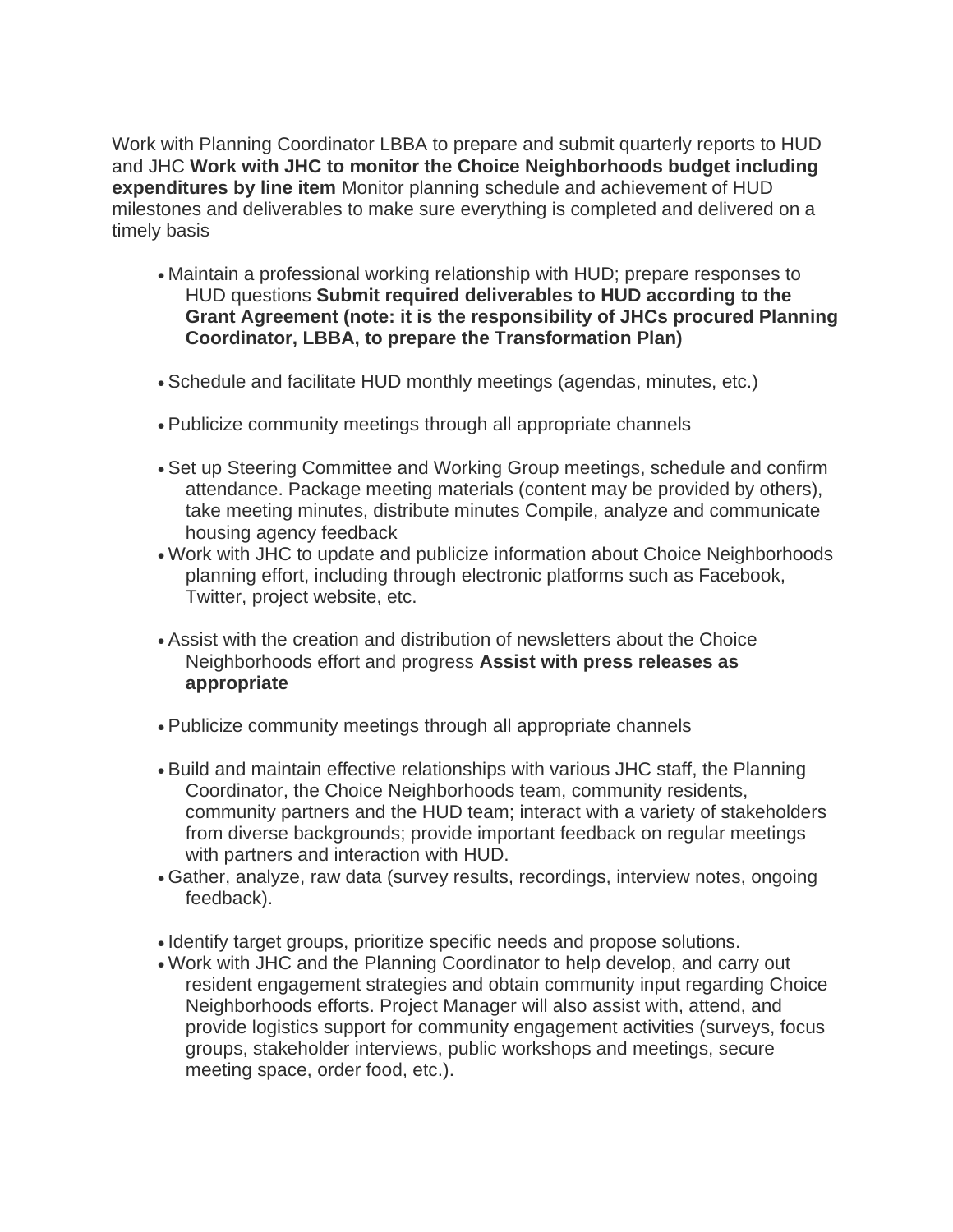Work with Planning Coordinator LBBA to prepare and submit quarterly reports to HUD and JHC **Work with JHC to monitor the Choice Neighborhoods budget including expenditures by line item** Monitor planning schedule and achievement of HUD milestones and deliverables to make sure everything is completed and delivered on a timely basis

- Maintain a professional working relationship with HUD; prepare responses to HUD questions **Submit required deliverables to HUD according to the Grant Agreement (note: it is the responsibility of JHCs procured Planning Coordinator, LBBA, to prepare the Transformation Plan)**

- Schedule and facilitate HUD monthly meetings (agendas, minutes, etc.)

- Publicize community meetings through all appropriate channels

- Set up Steering Committee and Working Group meetings, schedule and confirm attendance. Package meeting materials (content may be provided by others), take meeting minutes, distribute minutes Compile, analyze and communicate housing agency feedback
- Work with JHC to update and publicize information about Choice Neighborhoods planning effort, including through electronic platforms such as Facebook, Twitter, project website, etc.

- Assist with the creation and distribution of newsletters about the Choice Neighborhoods effort and progress **Assist with press releases as appropriate**

- Publicize community meetings through all appropriate channels

- Build and maintain effective relationships with various JHC staff, the Planning Coordinator, the Choice Neighborhoods team, community residents, community partners and the HUD team; interact with a variety of stakeholders from diverse backgrounds; provide important feedback on regular meetings with partners and interaction with HUD.
- Gather, analyze, raw data (survey results, recordings, interview notes, ongoing feedback).

- Identify target groups, prioritize specific needs and propose solutions.
- Work with JHC and the Planning Coordinator to help develop, and carry out resident engagement strategies and obtain community input regarding Choice Neighborhoods efforts. Project Manager will also assist with, attend, and provide logistics support for community engagement activities (surveys, focus groups, stakeholder interviews, public workshops and meetings, secure meeting space, order food, etc.).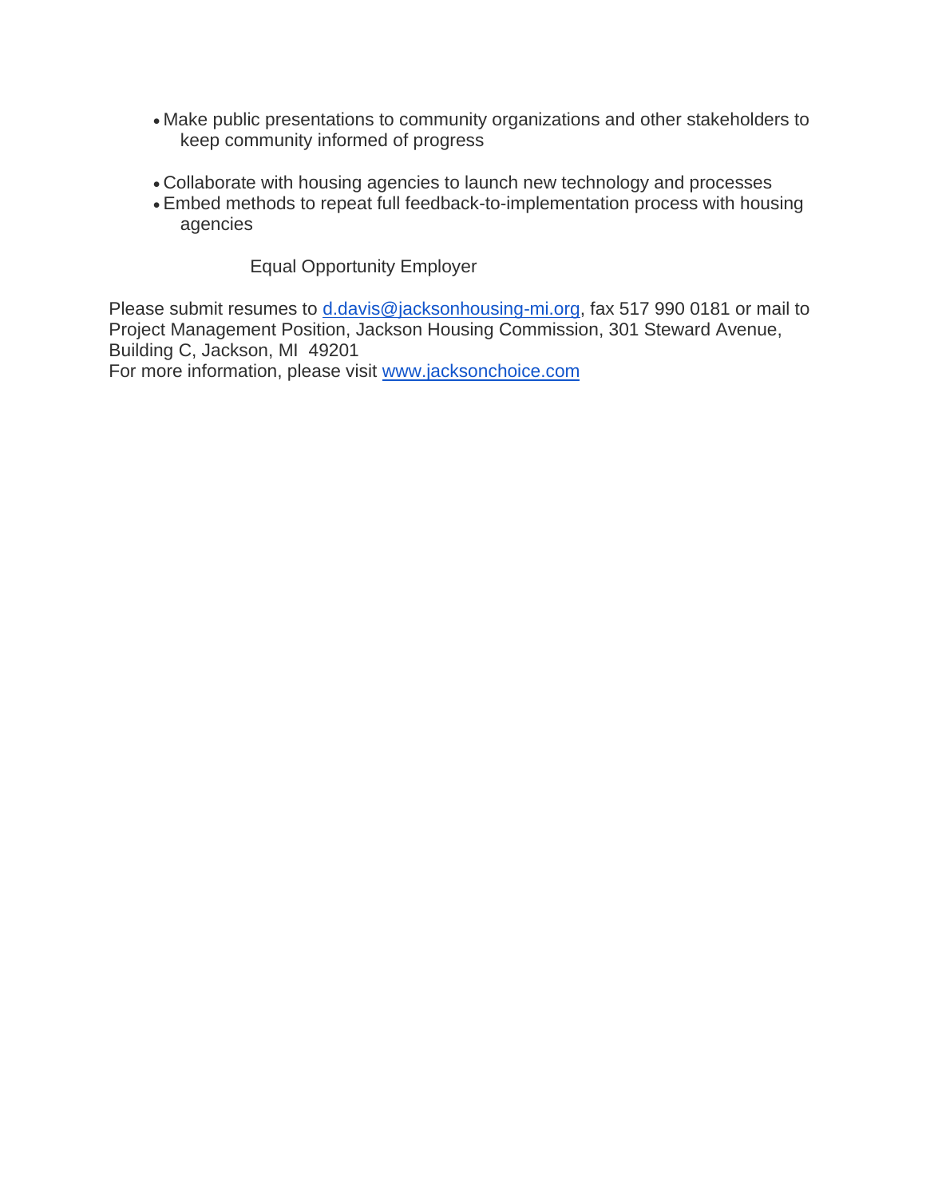- Make public presentations to community organizations and other stakeholders to keep community informed of progress

- Collaborate with housing agencies to launch new technology and processes
- Embed methods to repeat full feedback-to-implementation process with housing agencies

Equal Opportunity Employer

Please submit resumes to d.davis@jacksonhousing-mi.org, fax 517 990 0181 or mail to Project Management Position, Jackson Housing Commission, 301 Steward Avenue, Building C, Jackson, MI 49201
For more information, please visit www.jacksonchoice.com